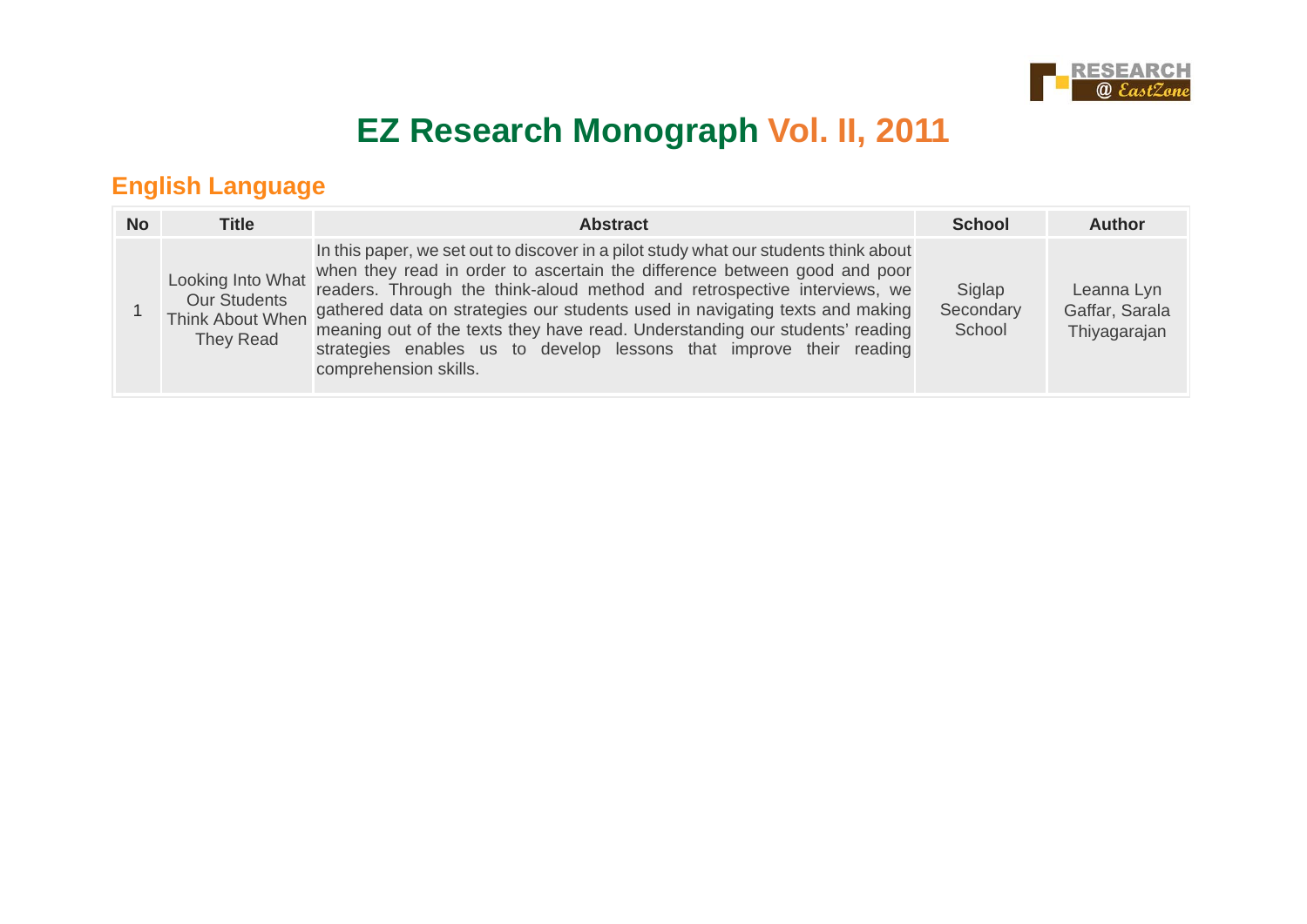# EZ Research Monograph Vol. II, 2011

## English Language

| No | Title | Abstract | School | Author |
|---|---|---|---|---|
| 1 | Looking Into What Our Students Think About When They Read | In this paper, we set out to discover in a pilot study what our students think about when they read in order to ascertain the difference between good and poor readers. Through the think-aloud method and retrospective interviews, we gathered data on strategies our students used in navigating texts and making meaning out of the texts they have read. Understanding our students' reading strategies enables us to develop lessons that improve their reading comprehension skills. | Siglap Secondary School | Leanna Lyn Gaffar, Sarala Thiyagarajan |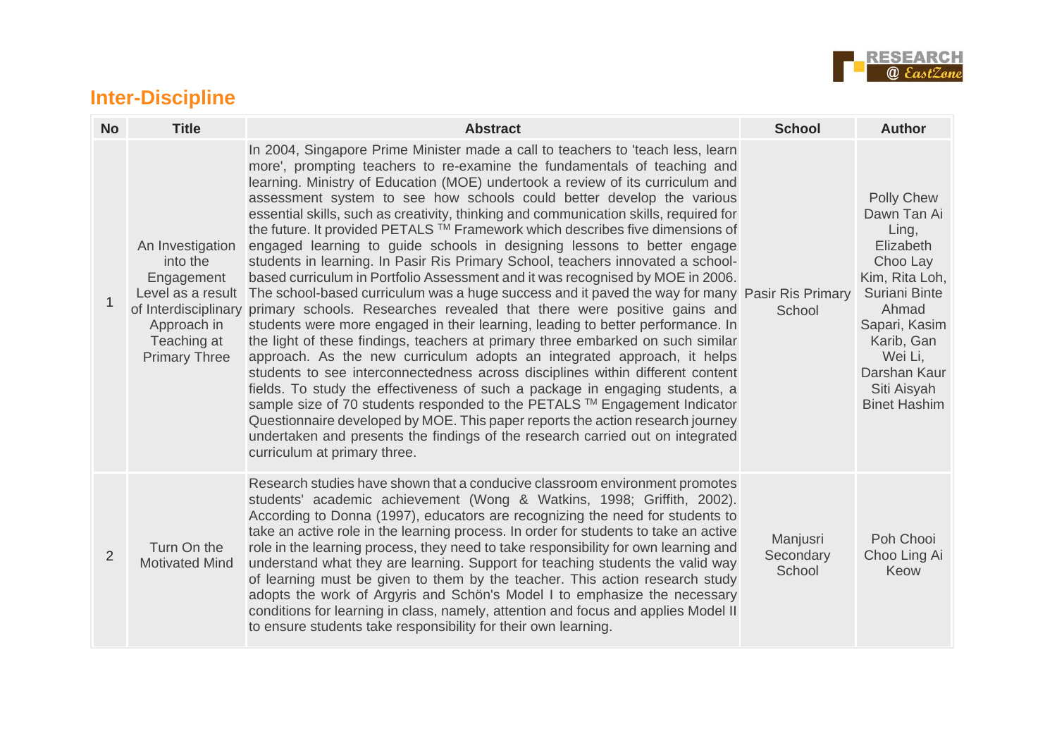## Inter-Discipline

| No | Title | Abstract | School | Author |
|---|---|---|---|---|
| 1 | An Investigation into the Engagement Level as a result of Interdisciplinary Approach in Teaching at Primary Three | In 2004, Singapore Prime Minister made a call to teachers to 'teach less, learn more', prompting teachers to re-examine the fundamentals of teaching and learning. Ministry of Education (MOE) undertook a review of its curriculum and assessment system to see how schools could better develop the various essential skills, such as creativity, thinking and communication skills, required for the future. It provided PETALS ™ Framework which describes five dimensions of engaged learning to guide schools in designing lessons to better engage students in learning. In Pasir Ris Primary School, teachers innovated a school-based curriculum in Portfolio Assessment and it was recognised by MOE in 2006. The school-based curriculum was a huge success and it paved the way for many primary schools. Researches revealed that there were positive gains and students were more engaged in their learning, leading to better performance. In the light of these findings, teachers at primary three embarked on such similar approach. As the new curriculum adopts an integrated approach, it helps students to see interconnectedness across disciplines within different content fields. To study the effectiveness of such a package in engaging students, a sample size of 70 students responded to the PETALS ™ Engagement Indicator Questionnaire developed by MOE. This paper reports the action research journey undertaken and presents the findings of the research carried out on integrated curriculum at primary three. | Pasir Ris Primary School | Polly Chew Dawn Tan Ai Ling, Elizabeth Choo Lay Kim, Rita Loh, Suriani Binte Ahmad Sapari, Kasim Karib, Gan Wei Li, Darshan Kaur Siti Aisyah Binet Hashim |
| 2 | Turn On the Motivated Mind | Research studies have shown that a conducive classroom environment promotes students' academic achievement (Wong & Watkins, 1998; Griffith, 2002). According to Donna (1997), educators are recognizing the need for students to take an active role in the learning process. In order for students to take an active role in the learning process, they need to take responsibility for own learning and understand what they are learning. Support for teaching students the valid way of learning must be given to them by the teacher. This action research study adopts the work of Argyris and Schön's Model I to emphasize the necessary conditions for learning in class, namely, attention and focus and applies Model II to ensure students take responsibility for their own learning. | Manjusri Secondary School | Poh Chooi Choo Ling Ai Keow |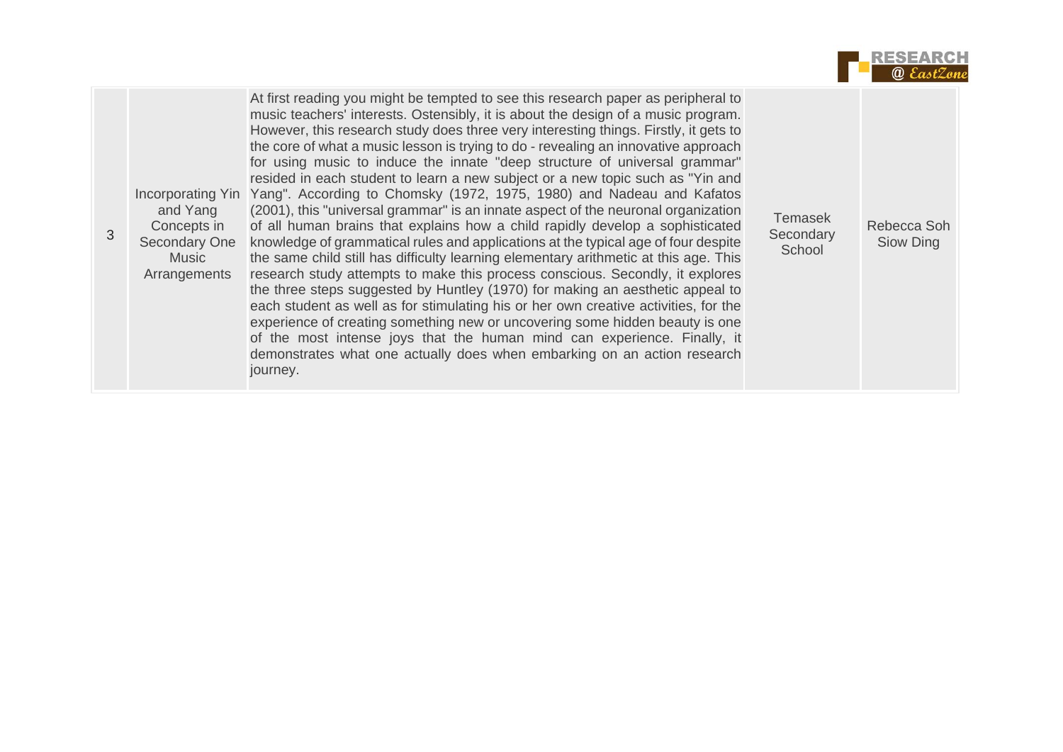| 3 | Incorporating Yin and Yang Concepts in Secondary One Music Arrangements | At first reading you might be tempted to see this research paper as peripheral to music teachers' interests. Ostensibly, it is about the design of a music program. However, this research study does three very interesting things. Firstly, it gets to the core of what a music lesson is trying to do - revealing an innovative approach for using music to induce the innate "deep structure of universal grammar" resided in each student to learn a new subject or a new topic such as "Yin and Yang". According to Chomsky (1972, 1975, 1980) and Nadeau and Kafatos (2001), this "universal grammar" is an innate aspect of the neuronal organization of all human brains that explains how a child rapidly develop a sophisticated knowledge of grammatical rules and applications at the typical age of four despite the same child still has difficulty learning elementary arithmetic at this age. This research study attempts to make this process conscious. Secondly, it explores the three steps suggested by Huntley (1970) for making an aesthetic appeal to each student as well as for stimulating his or her own creative activities, for the experience of creating something new or uncovering some hidden beauty is one of the most intense joys that the human mind can experience. Finally, it demonstrates what one actually does when embarking on an action research journey. | Temasek Secondary School | Rebecca Soh Siow Ding |
|---|---|---|---|---|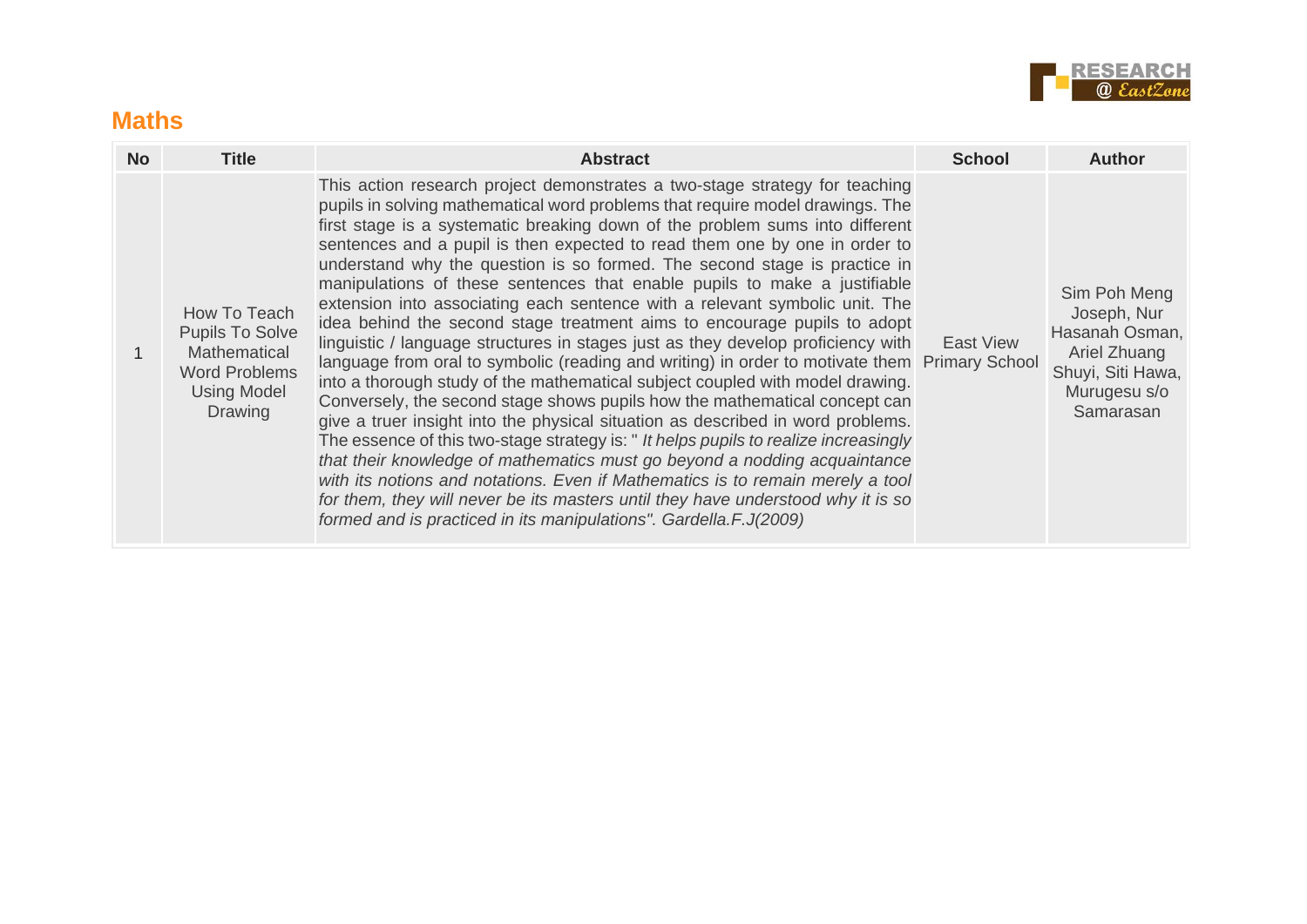## Maths

| No | Title | Abstract | School | Author |
|---|---|---|---|---|
| 1 | How To Teach Pupils To Solve Mathematical Word Problems Using Model Drawing | This action research project demonstrates a two-stage strategy for teaching pupils in solving mathematical word problems that require model drawings. The first stage is a systematic breaking down of the problem sums into different sentences and a pupil is then expected to read them one by one in order to understand why the question is so formed. The second stage is practice in manipulations of these sentences that enable pupils to make a justifiable extension into associating each sentence with a relevant symbolic unit. The idea behind the second stage treatment aims to encourage pupils to adopt linguistic / language structures in stages just as they develop proficiency with language from oral to symbolic (reading and writing) in order to motivate them into a thorough study of the mathematical subject coupled with model drawing. Conversely, the second stage shows pupils how the mathematical concept can give a truer insight into the physical situation as described in word problems. The essence of this two-stage strategy is: " *It helps pupils to realize increasingly that their knowledge of mathematics must go beyond a nodding acquaintance with its notions and notations. Even if Mathematics is to remain merely a tool for them, they will never be its masters until they have understood why it is so formed and is practiced in its manipulations". Gardella.F.J(2009)* | East View Primary School | Sim Poh Meng Joseph, Nur Hasanah Osman, Ariel Zhuang Shuyi, Siti Hawa, Murugesu s/o Samarasan |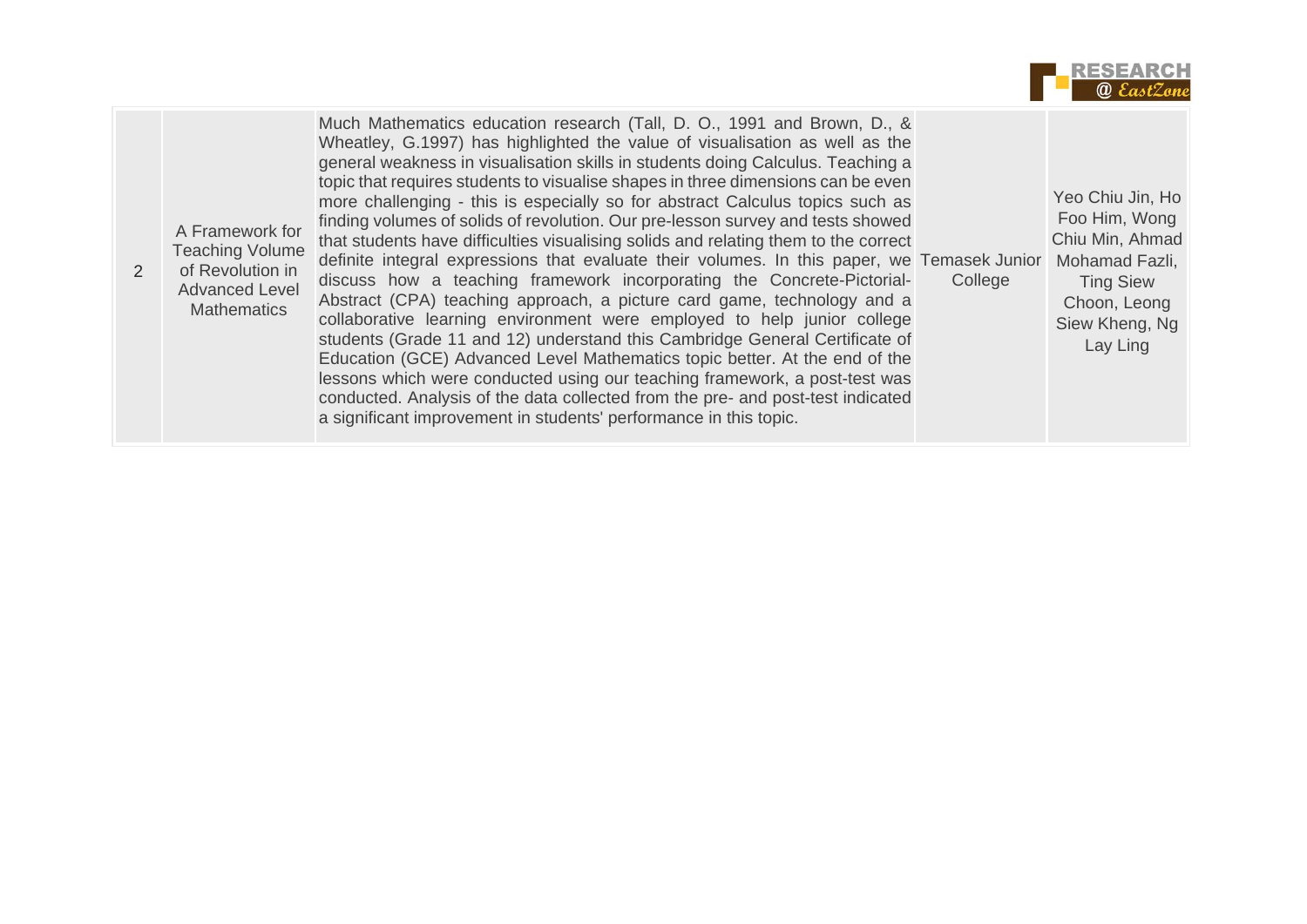| 2 | A Framework for Teaching Volume of Revolution in Advanced Level Mathematics | Much Mathematics education research (Tall, D. O., 1991 and Brown, D., & Wheatley, G.1997) has highlighted the value of visualisation as well as the general weakness in visualisation skills in students doing Calculus. Teaching a topic that requires students to visualise shapes in three dimensions can be even more challenging - this is especially so for abstract Calculus topics such as finding volumes of solids of revolution. Our pre-lesson survey and tests showed that students have difficulties visualising solids and relating them to the correct definite integral expressions that evaluate their volumes. In this paper, we discuss how a teaching framework incorporating the Concrete-Pictorial-Abstract (CPA) teaching approach, a picture card game, technology and a collaborative learning environment were employed to help junior college students (Grade 11 and 12) understand this Cambridge General Certificate of Education (GCE) Advanced Level Mathematics topic better. At the end of the lessons which were conducted using our teaching framework, a post-test was conducted. Analysis of the data collected from the pre- and post-test indicated a significant improvement in students' performance in this topic. | Temasek Junior College | Yeo Chiu Jin, Ho Foo Him, Wong Chiu Min, Ahmad Mohamad Fazli, Ting Siew Choon, Leong Siew Kheng, Ng Lay Ling |
|---|---|---|---|---|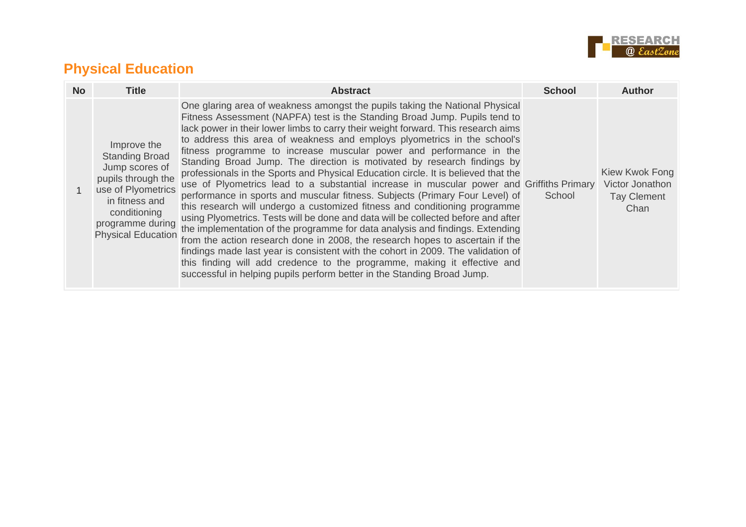## Physical Education

| No | Title | Abstract | School | Author |
|---|---|---|---|---|
| 1 | Improve the Standing Broad Jump scores of pupils through the use of Plyometrics in fitness and conditioning programme during Physical Education | One glaring area of weakness amongst the pupils taking the National Physical Fitness Assessment (NAPFA) test is the Standing Broad Jump. Pupils tend to lack power in their lower limbs to carry their weight forward. This research aims to address this area of weakness and employs plyometrics in the school's fitness programme to increase muscular power and performance in the Standing Broad Jump. The direction is motivated by research findings by professionals in the Sports and Physical Education circle. It is believed that the use of Plyometrics lead to a substantial increase in muscular power and performance in sports and muscular fitness. Subjects (Primary Four Level) of this research will undergo a customized fitness and conditioning programme using Plyometrics. Tests will be done and data will be collected before and after the implementation of the programme for data analysis and findings. Extending from the action research done in 2008, the research hopes to ascertain if the findings made last year is consistent with the cohort in 2009. The validation of this finding will add credence to the programme, making it effective and successful in helping pupils perform better in the Standing Broad Jump. | Griffiths Primary School | Kiew Kwok Fong<br>Victor Jonathon<br>Tay Clement Chan |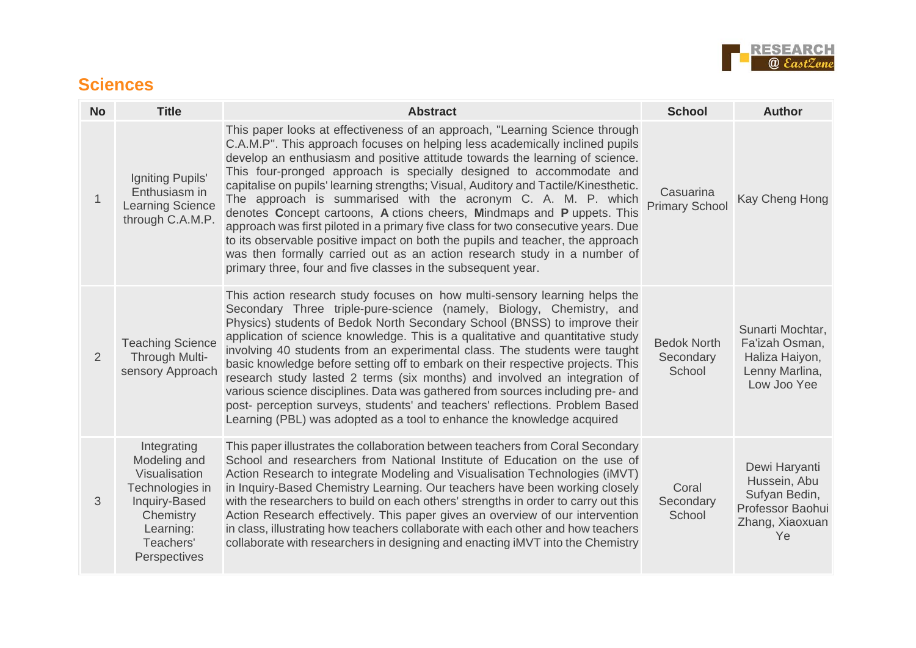## Sciences

| No | Title | Abstract | School | Author |
|---|---|---|---|---|
| 1 | Igniting Pupils' Enthusiasm in Learning Science through C.A.M.P. | This paper looks at effectiveness of an approach, "Learning Science through C.A.M.P". This approach focuses on helping less academically inclined pupils develop an enthusiasm and positive attitude towards the learning of science. This four-pronged approach is specially designed to accommodate and capitalise on pupils' learning strengths; Visual, Auditory and Tactile/Kinesthetic. The approach is summarised with the acronym C. A. M. P. which denotes **C**oncept cartoons, **A** ctions cheers, **M**indmaps and **P** uppets. This approach was first piloted in a primary five class for two consecutive years. Due to its observable positive impact on both the pupils and teacher, the approach was then formally carried out as an action research study in a number of primary three, four and five classes in the subsequent year. | Casuarina Primary School | Kay Cheng Hong |
| 2 | Teaching Science Through Multi-sensory Approach | This action research study focuses on how multi-sensory learning helps the Secondary Three triple-pure-science (namely, Biology, Chemistry, and Physics) students of Bedok North Secondary School (BNSS) to improve their application of science knowledge. This is a qualitative and quantitative study involving 40 students from an experimental class. The students were taught basic knowledge before setting off to embark on their respective projects. This research study lasted 2 terms (six months) and involved an integration of various science disciplines. Data was gathered from sources including pre- and post- perception surveys, students' and teachers' reflections. Problem Based Learning (PBL) was adopted as a tool to enhance the knowledge acquired | Bedok North Secondary School | Sunarti Mochtar, Fa'izah Osman, Haliza Haiyon, Lenny Marlina, Low Joo Yee |
| 3 | Integrating Modeling and Visualisation Technologies in Inquiry-Based Chemistry Learning: Teachers' Perspectives | This paper illustrates the collaboration between teachers from Coral Secondary School and researchers from National Institute of Education on the use of Action Research to integrate Modeling and Visualisation Technologies (iMVT) in Inquiry-Based Chemistry Learning. Our teachers have been working closely with the researchers to build on each others' strengths in order to carry out this Action Research effectively. This paper gives an overview of our intervention in class, illustrating how teachers collaborate with each other and how teachers collaborate with researchers in designing and enacting iMVT into the Chemistry | Coral Secondary School | Dewi Haryanti Hussein, Abu Sufyan Bedin, Professor Baohui Zhang, Xiaoxuan Ye |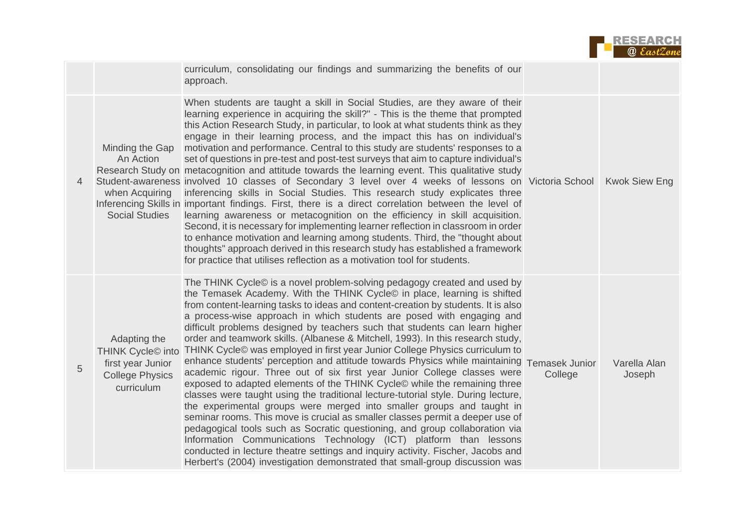| | | | | |
|---|---|---|---|---|
| | | curriculum, consolidating our findings and summarizing the benefits of our approach. | | |
| 4 | Minding the Gap An Action Research Study on Student-awareness when Acquiring Inferencing Skills in Social Studies | When students are taught a skill in Social Studies, are they aware of their learning experience in acquiring the skill?" - This is the theme that prompted this Action Research Study, in particular, to look at what students think as they engage in their learning process, and the impact this has on individual's motivation and performance. Central to this study are students' responses to a set of questions in pre-test and post-test surveys that aim to capture individual's metacognition and attitude towards the learning event. This qualitative study involved 10 classes of Secondary 3 level over 4 weeks of lessons on inferencing skills in Social Studies. This research study explicates three important findings. First, there is a direct correlation between the level of learning awareness or metacognition on the efficiency in skill acquisition. Second, it is necessary for implementing learner reflection in classroom in order to enhance motivation and learning among students. Third, the "thought about thoughts" approach derived in this research study has established a framework for practice that utilises reflection as a motivation tool for students. | Victoria School | Kwok Siew Eng |
| 5 | Adapting the THINK Cycle© into first year Junior College Physics curriculum | The THINK Cycle© is a novel problem-solving pedagogy created and used by the Temasek Academy. With the THINK Cycle© in place, learning is shifted from content-learning tasks to ideas and content-creation by students. It is also a process-wise approach in which students are posed with engaging and difficult problems designed by teachers such that students can learn higher order and teamwork skills. (Albanese & Mitchell, 1993). In this research study, THINK Cycle© was employed in first year Junior College Physics curriculum to enhance students' perception and attitude towards Physics while maintaining academic rigour. Three out of six first year Junior College classes were exposed to adapted elements of the THINK Cycle© while the remaining three classes were taught using the traditional lecture-tutorial style. During lecture, the experimental groups were merged into smaller groups and taught in seminar rooms. This move is crucial as smaller classes permit a deeper use of pedagogical tools such as Socratic questioning, and group collaboration via Information Communications Technology (ICT) platform than lessons conducted in lecture theatre settings and inquiry activity. Fischer, Jacobs and Herbert's (2004) investigation demonstrated that small-group discussion was | Temasek Junior College | Varella Alan Joseph |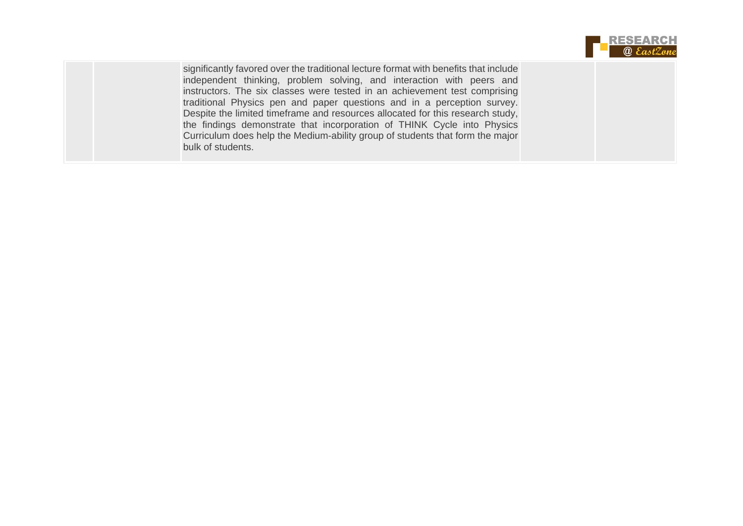|  |  |  |  |  |
|---|---|---|---|---|
|  |  | significantly favored over the traditional lecture format with benefits that include independent thinking, problem solving, and interaction with peers and instructors. The six classes were tested in an achievement test comprising traditional Physics pen and paper questions and in a perception survey. Despite the limited timeframe and resources allocated for this research study, the findings demonstrate that incorporation of THINK Cycle into Physics Curriculum does help the Medium-ability group of students that form the major bulk of students. |  |  |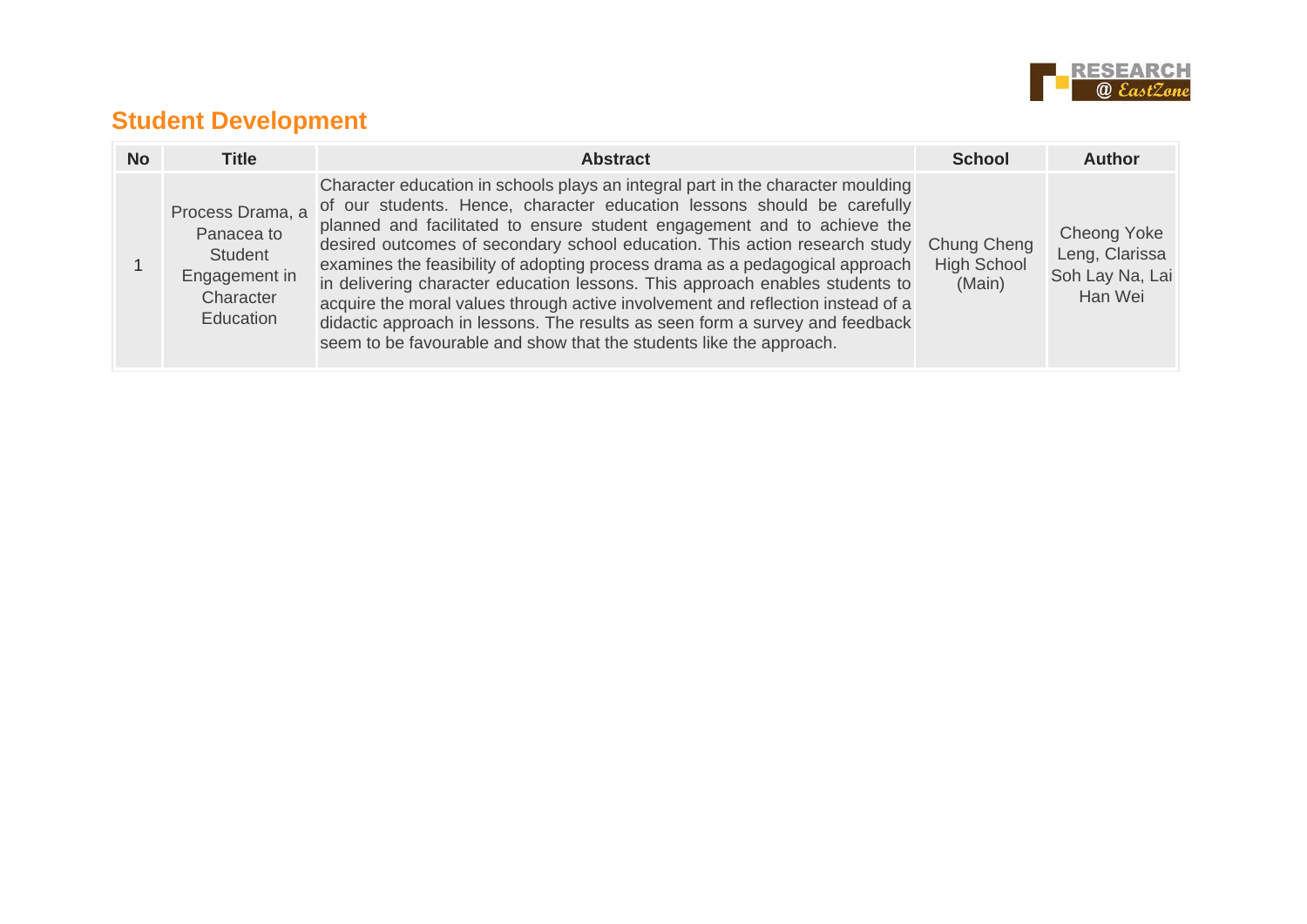## Student Development

| No | Title | Abstract | School | Author |
|---|---|---|---|---|
| 1 | Process Drama, a Panacea to Student Engagement in Character Education | Character education in schools plays an integral part in the character moulding of our students. Hence, character education lessons should be carefully planned and facilitated to ensure student engagement and to achieve the desired outcomes of secondary school education. This action research study examines the feasibility of adopting process drama as a pedagogical approach in delivering character education lessons. This approach enables students to acquire the moral values through active involvement and reflection instead of a didactic approach in lessons. The results as seen form a survey and feedback seem to be favourable and show that the students like the approach. | Chung Cheng High School (Main) | Cheong Yoke Leng, Clarissa Soh Lay Na, Lai Han Wei |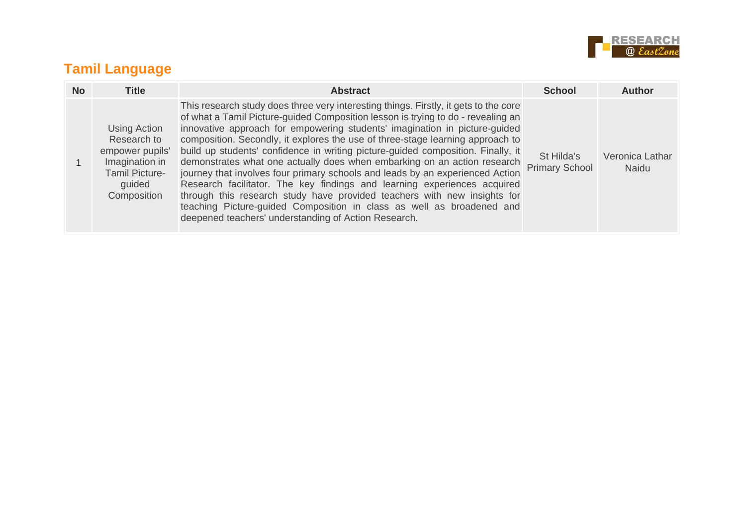## Tamil Language

| No | Title | Abstract | School | Author |
|---|---|---|---|---|
| 1 | Using Action Research to empower pupils' Imagination in Tamil Picture-guided Composition | This research study does three very interesting things. Firstly, it gets to the core of what a Tamil Picture-guided Composition lesson is trying to do - revealing an innovative approach for empowering students' imagination in picture-guided composition. Secondly, it explores the use of three-stage learning approach to build up students' confidence in writing picture-guided composition. Finally, it demonstrates what one actually does when embarking on an action research journey that involves four primary schools and leads by an experienced Action Research facilitator. The key findings and learning experiences acquired through this research study have provided teachers with new insights for teaching Picture-guided Composition in class as well as broadened and deepened teachers' understanding of Action Research. | St Hilda's Primary School | Veronica Lathar Naidu |